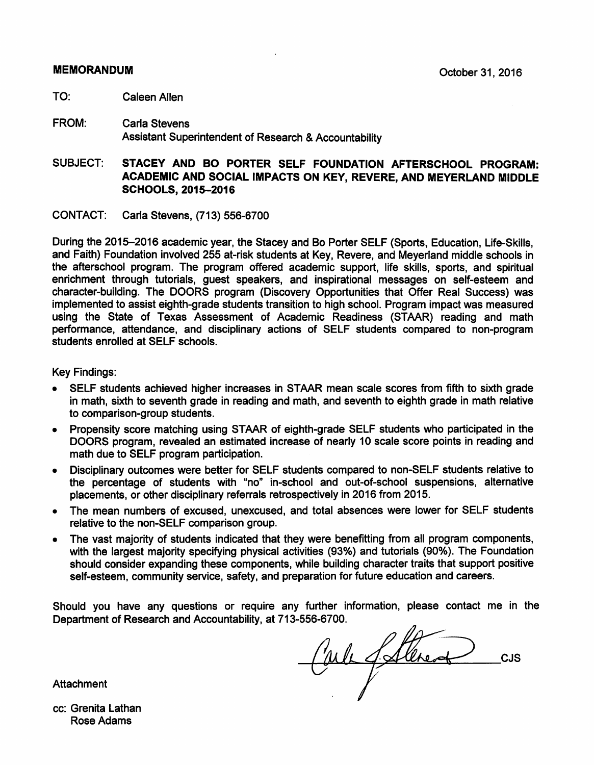**MEMORANDUM** October 31, 2016

TO: Caleen Allen

FROM: Carla Stevens
Assistant Superintendent of Research & Accountability

SUBJECT: **STACEY AND BO PORTER SELF FOUNDATION AFTERSCHOOL PROGRAM: ACADEMIC AND SOCIAL IMPACTS ON KEY, REVERE, AND MEYERLAND MIDDLE SCHOOLS, 2015–2016**

CONTACT: Carla Stevens, (713) 556-6700

During the 2015–2016 academic year, the Stacey and Bo Porter SELF (Sports, Education, Life-Skills, and Faith) Foundation involved 255 at-risk students at Key, Revere, and Meyerland middle schools in the afterschool program. The program offered academic support, life skills, sports, and spiritual enrichment through tutorials, guest speakers, and inspirational messages on self-esteem and character-building. The DOORS program (Discovery Opportunities that Offer Real Success) was implemented to assist eighth-grade students transition to high school. Program impact was measured using the State of Texas Assessment of Academic Readiness (STAAR) reading and math performance, attendance, and disciplinary actions of SELF students compared to non-program students enrolled at SELF schools.

Key Findings:

- SELF students achieved higher increases in STAAR mean scale scores from fifth to sixth grade in math, sixth to seventh grade in reading and math, and seventh to eighth grade in math relative to comparison-group students.
- Propensity score matching using STAAR of eighth-grade SELF students who participated in the DOORS program, revealed an estimated increase of nearly 10 scale score points in reading and math due to SELF program participation.
- Disciplinary outcomes were better for SELF students compared to non-SELF students relative to the percentage of students with "no" in-school and out-of-school suspensions, alternative placements, or other disciplinary referrals retrospectively in 2016 from 2015.
- The mean numbers of excused, unexcused, and total absences were lower for SELF students relative to the non-SELF comparison group.
- The vast majority of students indicated that they were benefitting from all program components, with the largest majority specifying physical activities (93%) and tutorials (90%). The Foundation should consider expanding these components, while building character traits that support positive self-esteem, community service, safety, and preparation for future education and careers.

Should you have any questions or require any further information, please contact me in the Department of Research and Accountability, at 713-556-6700.

CJS

Attachment

cc: Grenita Lathan
Rose Adams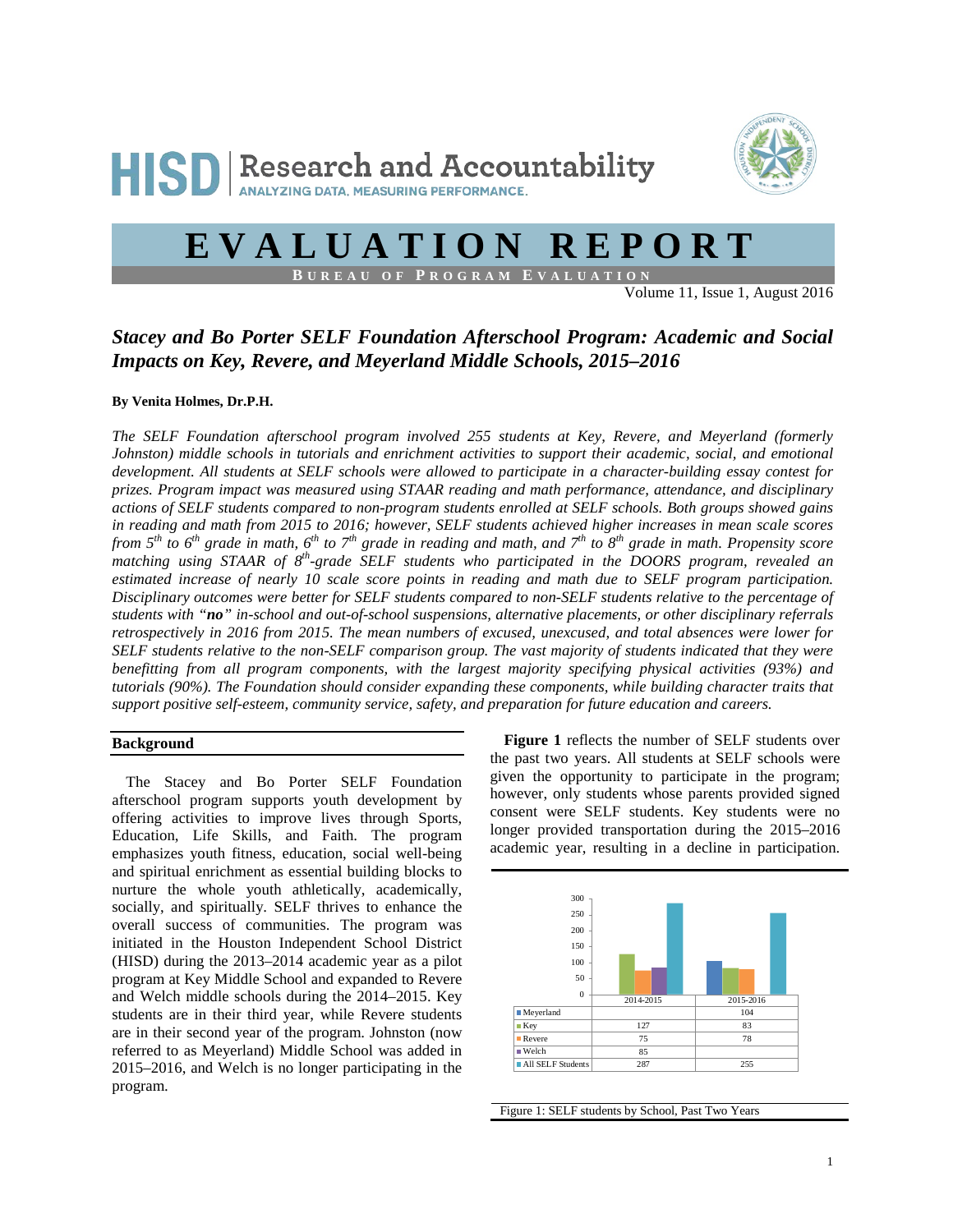# EVALUATION REPORT

**BUREAU OF PROGRAM EVALUATION**

Volume 11, Issue 1, August 2016

## *Stacey and Bo Porter SELF Foundation Afterschool Program: Academic and Social Impacts on Key, Revere, and Meyerland Middle Schools, 2015–2016*

**By Venita Holmes, Dr.P.H.**

*The SELF Foundation afterschool program involved 255 students at Key, Revere, and Meyerland (formerly Johnston) middle schools in tutorials and enrichment activities to support their academic, social, and emotional development. All students at SELF schools were allowed to participate in a character-building essay contest for prizes. Program impact was measured using STAAR reading and math performance, attendance, and disciplinary actions of SELF students compared to non-program students enrolled at SELF schools. Both groups showed gains in reading and math from 2015 to 2016; however, SELF students achieved higher increases in mean scale scores from 5th to 6th grade in math, 6th to 7th grade in reading and math, and 7th to 8th grade in math. Propensity score matching using STAAR of 8th-grade SELF students who participated in the DOORS program, revealed an estimated increase of nearly 10 scale score points in reading and math due to SELF program participation. Disciplinary outcomes were better for SELF students compared to non-SELF students relative to the percentage of students with "**no**" in-school and out-of-school suspensions, alternative placements, or other disciplinary referrals retrospectively in 2016 from 2015. The mean numbers of excused, unexcused, and total absences were lower for SELF students relative to the non-SELF comparison group. The vast majority of students indicated that they were benefitting from all program components, with the largest majority specifying physical activities (93%) and tutorials (90%). The Foundation should consider expanding these components, while building character traits that support positive self-esteem, community service, safety, and preparation for future education and careers.*

### Background

The Stacey and Bo Porter SELF Foundation afterschool program supports youth development by offering activities to improve lives through Sports, Education, Life Skills, and Faith. The program emphasizes youth fitness, education, social well-being and spiritual enrichment as essential building blocks to nurture the whole youth athletically, academically, socially, and spiritually. SELF thrives to enhance the overall success of communities. The program was initiated in the Houston Independent School District (HISD) during the 2013–2014 academic year as a pilot program at Key Middle School and expanded to Revere and Welch middle schools during the 2014–2015. Key students are in their third year, while Revere students are in their second year of the program. Johnston (now referred to as Meyerland) Middle School was added in 2015–2016, and Welch is no longer participating in the program.

**Figure 1** reflects the number of SELF students over the past two years. All students at SELF schools were given the opportunity to participate in the program; however, only students whose parents provided signed consent were SELF students. Key students were no longer provided transportation during the 2015–2016 academic year, resulting in a decline in participation.

| | 2014-2015 | 2015-2016 |
|---|---|---|
| Meyerland | | 104 |
| Key | 127 | 83 |
| Revere | 75 | 78 |
| Welch | 85 | |
| All SELF Students | 287 | 255 |

Figure 1: SELF students by School, Past Two Years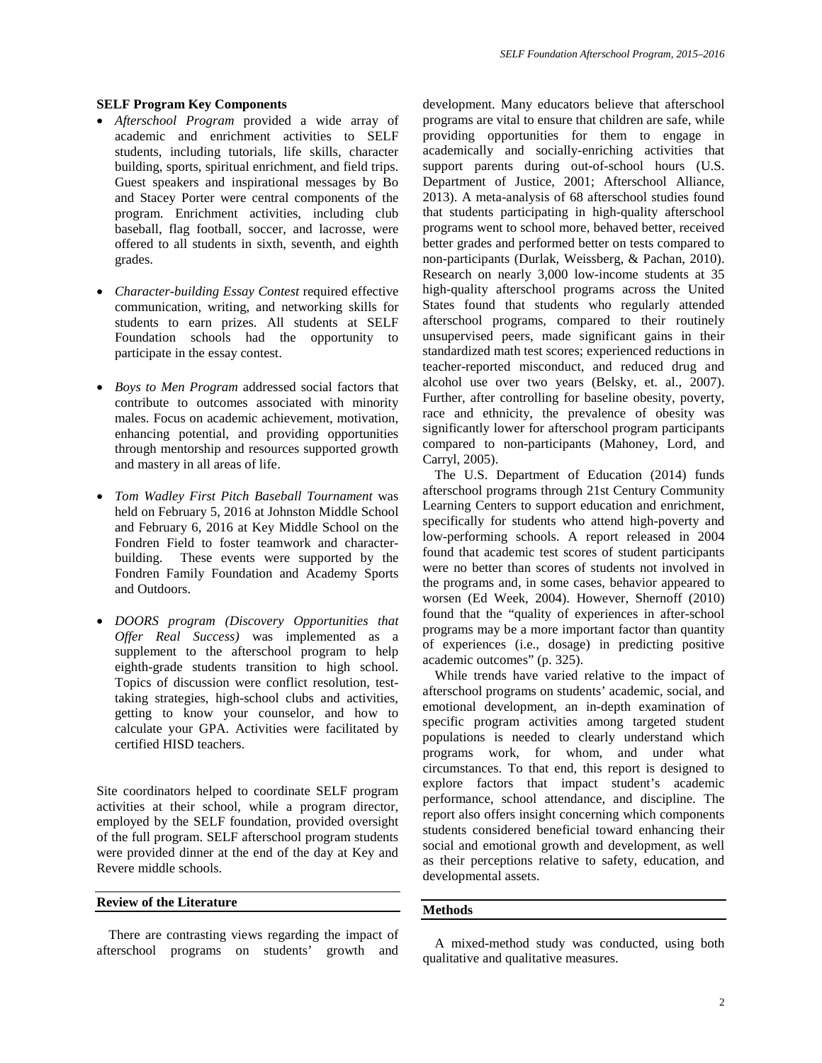### SELF Program Key Components

- *Afterschool Program* provided a wide array of academic and enrichment activities to SELF students, including tutorials, life skills, character building, sports, spiritual enrichment, and field trips. Guest speakers and inspirational messages by Bo and Stacey Porter were central components of the program. Enrichment activities, including club baseball, flag football, soccer, and lacrosse, were offered to all students in sixth, seventh, and eighth grades.

- *Character-building Essay Contest* required effective communication, writing, and networking skills for students to earn prizes. All students at SELF Foundation schools had the opportunity to participate in the essay contest.

- *Boys to Men Program* addressed social factors that contribute to outcomes associated with minority males. Focus on academic achievement, motivation, enhancing potential, and providing opportunities through mentorship and resources supported growth and mastery in all areas of life.

- *Tom Wadley First Pitch Baseball Tournament* was held on February 5, 2016 at Johnston Middle School and February 6, 2016 at Key Middle School on the Fondren Field to foster teamwork and character-building. These events were supported by the Fondren Family Foundation and Academy Sports and Outdoors.

- *DOORS program (Discovery Opportunities that Offer Real Success)* was implemented as a supplement to the afterschool program to help eighth-grade students transition to high school. Topics of discussion were conflict resolution, test-taking strategies, high-school clubs and activities, getting to know your counselor, and how to calculate your GPA. Activities were facilitated by certified HISD teachers.

Site coordinators helped to coordinate SELF program activities at their school, while a program director, employed by the SELF foundation, provided oversight of the full program. SELF afterschool program students were provided dinner at the end of the day at Key and Revere middle schools.

## Review of the Literature

There are contrasting views regarding the impact of afterschool programs on students' growth and development. Many educators believe that afterschool programs are vital to ensure that children are safe, while providing opportunities for them to engage in academically and socially-enriching activities that support parents during out-of-school hours (U.S. Department of Justice, 2001; Afterschool Alliance, 2013). A meta-analysis of 68 afterschool studies found that students participating in high-quality afterschool programs went to school more, behaved better, received better grades and performed better on tests compared to non-participants (Durlak, Weissberg, & Pachan, 2010). Research on nearly 3,000 low-income students at 35 high-quality afterschool programs across the United States found that students who regularly attended afterschool programs, compared to their routinely unsupervised peers, made significant gains in their standardized math test scores; experienced reductions in teacher-reported misconduct, and reduced drug and alcohol use over two years (Belsky, et. al., 2007). Further, after controlling for baseline obesity, poverty, race and ethnicity, the prevalence of obesity was significantly lower for afterschool program participants compared to non-participants (Mahoney, Lord, and Carryl, 2005).

The U.S. Department of Education (2014) funds afterschool programs through 21st Century Community Learning Centers to support education and enrichment, specifically for students who attend high-poverty and low-performing schools. A report released in 2004 found that academic test scores of student participants were no better than scores of students not involved in the programs and, in some cases, behavior appeared to worsen (Ed Week, 2004). However, Shernoff (2010) found that the "quality of experiences in after-school programs may be a more important factor than quantity of experiences (i.e., dosage) in predicting positive academic outcomes" (p. 325).

While trends have varied relative to the impact of afterschool programs on students' academic, social, and emotional development, an in-depth examination of specific program activities among targeted student populations is needed to clearly understand which programs work, for whom, and under what circumstances. To that end, this report is designed to explore factors that impact student's academic performance, school attendance, and discipline. The report also offers insight concerning which components students considered beneficial toward enhancing their social and emotional growth and development, as well as their perceptions relative to safety, education, and developmental assets.

## Methods

A mixed-method study was conducted, using both qualitative and qualitative measures.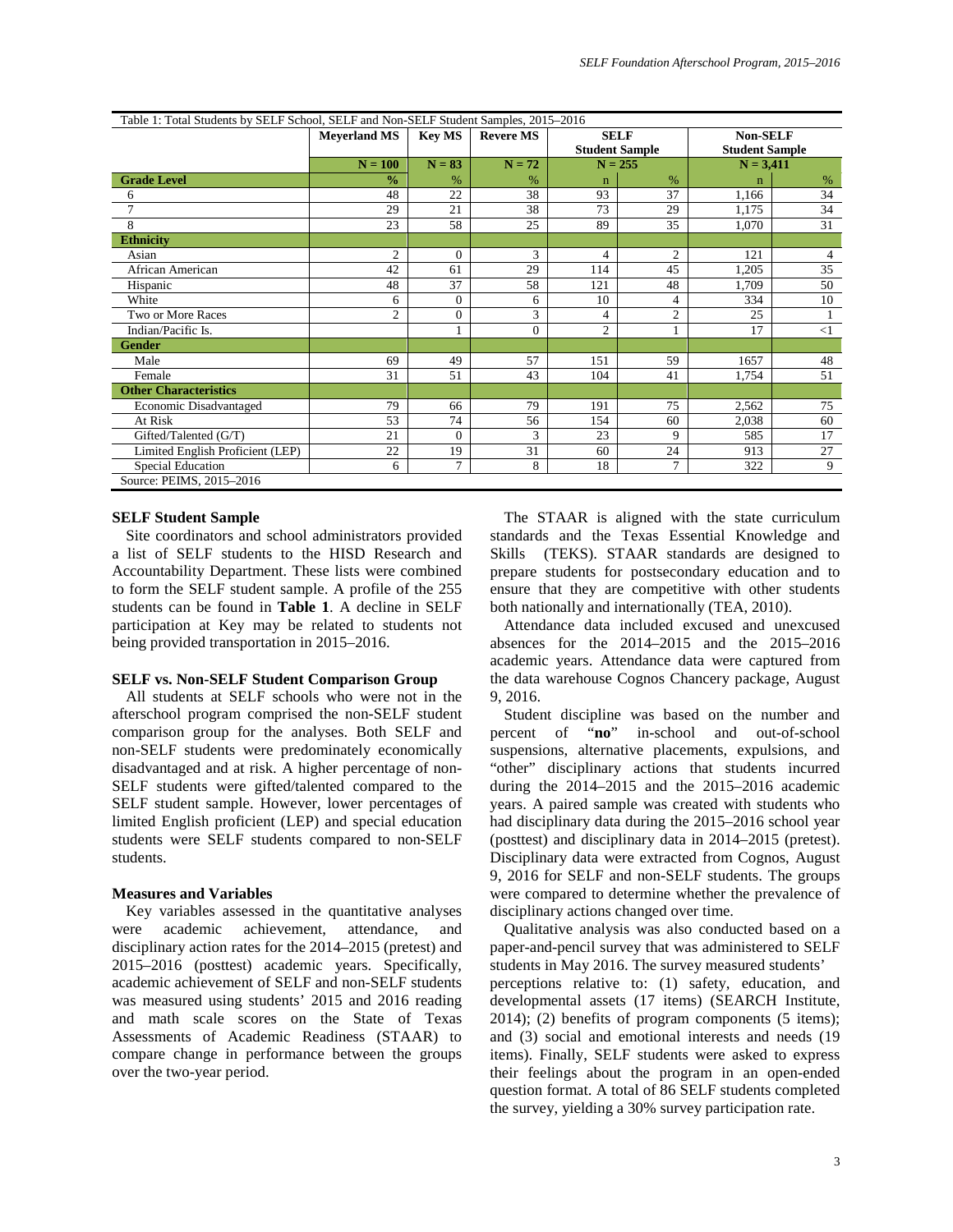Table 1: Total Students by SELF School, SELF and Non-SELF Student Samples, 2015–2016

| | Meyerland MS | Key MS | Revere MS | SELF Student Sample | | Non-SELF Student Sample | |
|---|---|---|---|---|---|---|---|
| | N = 100 | N = 83 | N = 72 | N = 255 | | N = 3,411 | |
| **Grade Level** | **%** | % | % | n | % | n | % |
| 6 | 48 | 22 | 38 | 93 | 37 | 1,166 | 34 |
| 7 | 29 | 21 | 38 | 73 | 29 | 1,175 | 34 |
| 8 | 23 | 58 | 25 | 89 | 35 | 1,070 | 31 |
| **Ethnicity** | | | | | | | |
| Asian | 2 | 0 | 3 | 4 | 2 | 121 | 4 |
| African American | 42 | 61 | 29 | 114 | 45 | 1,205 | 35 |
| Hispanic | 48 | 37 | 58 | 121 | 48 | 1,709 | 50 |
| White | 6 | 0 | 6 | 10 | 4 | 334 | 10 |
| Two or More Races | 2 | 0 | 3 | 4 | 2 | 25 | 1 |
| Indian/Pacific Is. | | 1 | 0 | 2 | 1 | 17 | <1 |
| **Gender** | | | | | | | |
| Male | 69 | 49 | 57 | 151 | 59 | 1657 | 48 |
| Female | 31 | 51 | 43 | 104 | 41 | 1,754 | 51 |
| **Other Characteristics** | | | | | | | |
| Economic Disadvantaged | 79 | 66 | 79 | 191 | 75 | 2,562 | 75 |
| At Risk | 53 | 74 | 56 | 154 | 60 | 2,038 | 60 |
| Gifted/Talented (G/T) | 21 | 0 | 3 | 23 | 9 | 585 | 17 |
| Limited English Proficient (LEP) | 22 | 19 | 31 | 60 | 24 | 913 | 27 |
| Special Education | 6 | 7 | 8 | 18 | 7 | 322 | 9 |

Source: PEIMS, 2015–2016

### SELF Student Sample

Site coordinators and school administrators provided a list of SELF students to the HISD Research and Accountability Department. These lists were combined to form the SELF student sample. A profile of the 255 students can be found in **Table 1**. A decline in SELF participation at Key may be related to students not being provided transportation in 2015–2016.

### SELF vs. Non-SELF Student Comparison Group

All students at SELF schools who were not in the afterschool program comprised the non-SELF student comparison group for the analyses. Both SELF and non-SELF students were predominately economically disadvantaged and at risk. A higher percentage of non-SELF students were gifted/talented compared to the SELF student sample. However, lower percentages of limited English proficient (LEP) and special education students were SELF students compared to non-SELF students.

### Measures and Variables

Key variables assessed in the quantitative analyses were academic achievement, attendance, and disciplinary action rates for the 2014–2015 (pretest) and 2015–2016 (posttest) academic years. Specifically, academic achievement of SELF and non-SELF students was measured using students' 2015 and 2016 reading and math scale scores on the State of Texas Assessments of Academic Readiness (STAAR) to compare change in performance between the groups over the two-year period.

The STAAR is aligned with the state curriculum standards and the Texas Essential Knowledge and Skills (TEKS). STAAR standards are designed to prepare students for postsecondary education and to ensure that they are competitive with other students both nationally and internationally (TEA, 2010).

Attendance data included excused and unexcused absences for the 2014–2015 and the 2015–2016 academic years. Attendance data were captured from the data warehouse Cognos Chancery package, August 9, 2016.

Student discipline was based on the number and percent of "**no**" in-school and out-of-school suspensions, alternative placements, expulsions, and "other" disciplinary actions that students incurred during the 2014–2015 and the 2015–2016 academic years. A paired sample was created with students who had disciplinary data during the 2015–2016 school year (posttest) and disciplinary data in 2014–2015 (pretest). Disciplinary data were extracted from Cognos, August 9, 2016 for SELF and non-SELF students. The groups were compared to determine whether the prevalence of disciplinary actions changed over time.

Qualitative analysis was also conducted based on a paper-and-pencil survey that was administered to SELF students in May 2016. The survey measured students' perceptions relative to: (1) safety, education, and developmental assets (17 items) (SEARCH Institute, 2014); (2) benefits of program components (5 items); and (3) social and emotional interests and needs (19 items). Finally, SELF students were asked to express their feelings about the program in an open-ended question format. A total of 86 SELF students completed the survey, yielding a 30% survey participation rate.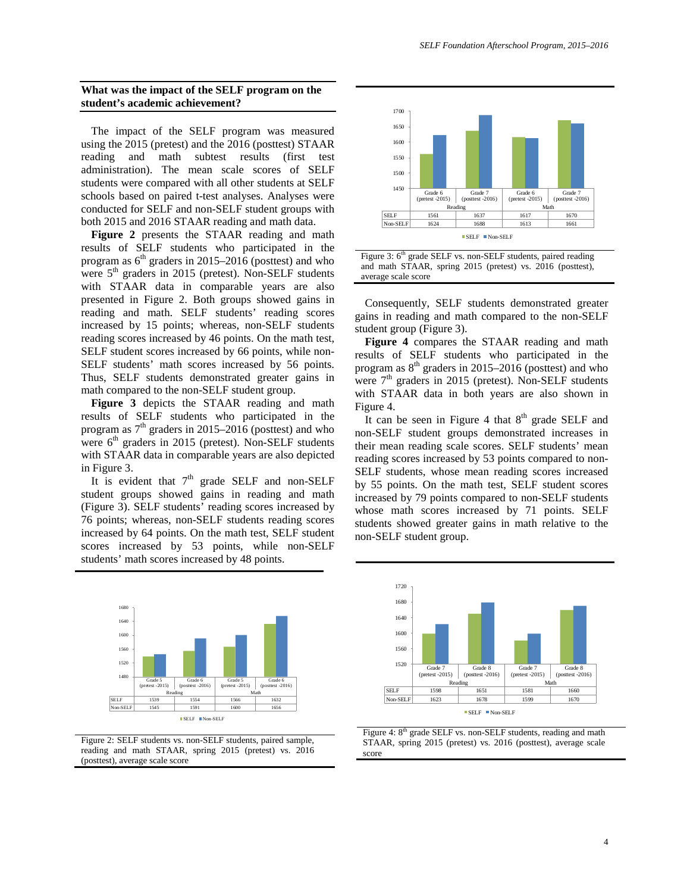### What was the impact of the SELF program on the student's academic achievement?

The impact of the SELF program was measured using the 2015 (pretest) and the 2016 (posttest) STAAR reading and math subtest results (first test administration). The mean scale scores of SELF students were compared with all other students at SELF schools based on paired t-test analyses. Analyses were conducted for SELF and non-SELF student groups with both 2015 and 2016 STAAR reading and math data.

**Figure 2** presents the STAAR reading and math results of SELF students who participated in the program as 6th graders in 2015–2016 (posttest) and who were 5th graders in 2015 (pretest). Non-SELF students with STAAR data in comparable years are also presented in Figure 2. Both groups showed gains in reading and math. SELF students' reading scores increased by 15 points; whereas, non-SELF students reading scores increased by 46 points. On the math test, SELF student scores increased by 66 points, while non-SELF students' math scores increased by 56 points. Thus, SELF students demonstrated greater gains in math compared to the non-SELF student group.

**Figure 3** depicts the STAAR reading and math results of SELF students who participated in the program as 7th graders in 2015–2016 (posttest) and who were 6th graders in 2015 (pretest). Non-SELF students with STAAR data in comparable years are also depicted in Figure 3.

It is evident that 7th grade SELF and non-SELF student groups showed gains in reading and math (Figure 3). SELF students' reading scores increased by 76 points; whereas, non-SELF students reading scores increased by 64 points. On the math test, SELF student scores increased by 53 points, while non-SELF students' math scores increased by 48 points.

| | Reading | | Math | |
|---|---|---|---|---|
| | Grade 5 (pretest -2015) | Grade 6 (posttest -2016) | Grade 5 (pretest -2015) | Grade 6 (posttest -2016) |
| SELF | 1539 | 1554 | 1566 | 1632 |
| Non-SELF | 1545 | 1591 | 1600 | 1656 |

Figure 2: SELF students vs. non-SELF students, paired sample, reading and math STAAR, spring 2015 (pretest) vs. 2016 (posttest), average scale score

| | Reading | | Math | |
|---|---|---|---|---|
| | Grade 6 (pretest -2015) | Grade 7 (posttest -2016) | Grade 6 (pretest -2015) | Grade 7 (posttest -2016) |
| SELF | 1561 | 1637 | 1617 | 1670 |
| Non-SELF | 1624 | 1688 | 1613 | 1661 |

Figure 3: 6th grade SELF vs. non-SELF students, paired reading and math STAAR, spring 2015 (pretest) vs. 2016 (posttest), average scale score

Consequently, SELF students demonstrated greater gains in reading and math compared to the non-SELF student group (Figure 3).

**Figure 4** compares the STAAR reading and math results of SELF students who participated in the program as 8th graders in 2015–2016 (posttest) and who were 7th graders in 2015 (pretest). Non-SELF students with STAAR data in both years are also shown in Figure 4.

It can be seen in Figure 4 that 8th grade SELF and non-SELF student groups demonstrated increases in their mean reading scale scores. SELF students' mean reading scores increased by 53 points compared to non-SELF students, whose mean reading scores increased by 55 points. On the math test, SELF student scores increased by 79 points compared to non-SELF students whose math scores increased by 71 points. SELF students showed greater gains in math relative to the non-SELF student group.

| | Reading | | Math | |
|---|---|---|---|---|
| | Grade 7 (pretest -2015) | Grade 8 (posttest -2016) | Grade 7 (pretest -2015) | Grade 8 (posttest -2016) |
| SELF | 1598 | 1651 | 1581 | 1660 |
| Non-SELF | 1623 | 1678 | 1599 | 1670 |

Figure 4: 8th grade SELF vs. non-SELF students, reading and math STAAR, spring 2015 (pretest) vs. 2016 (posttest), average scale score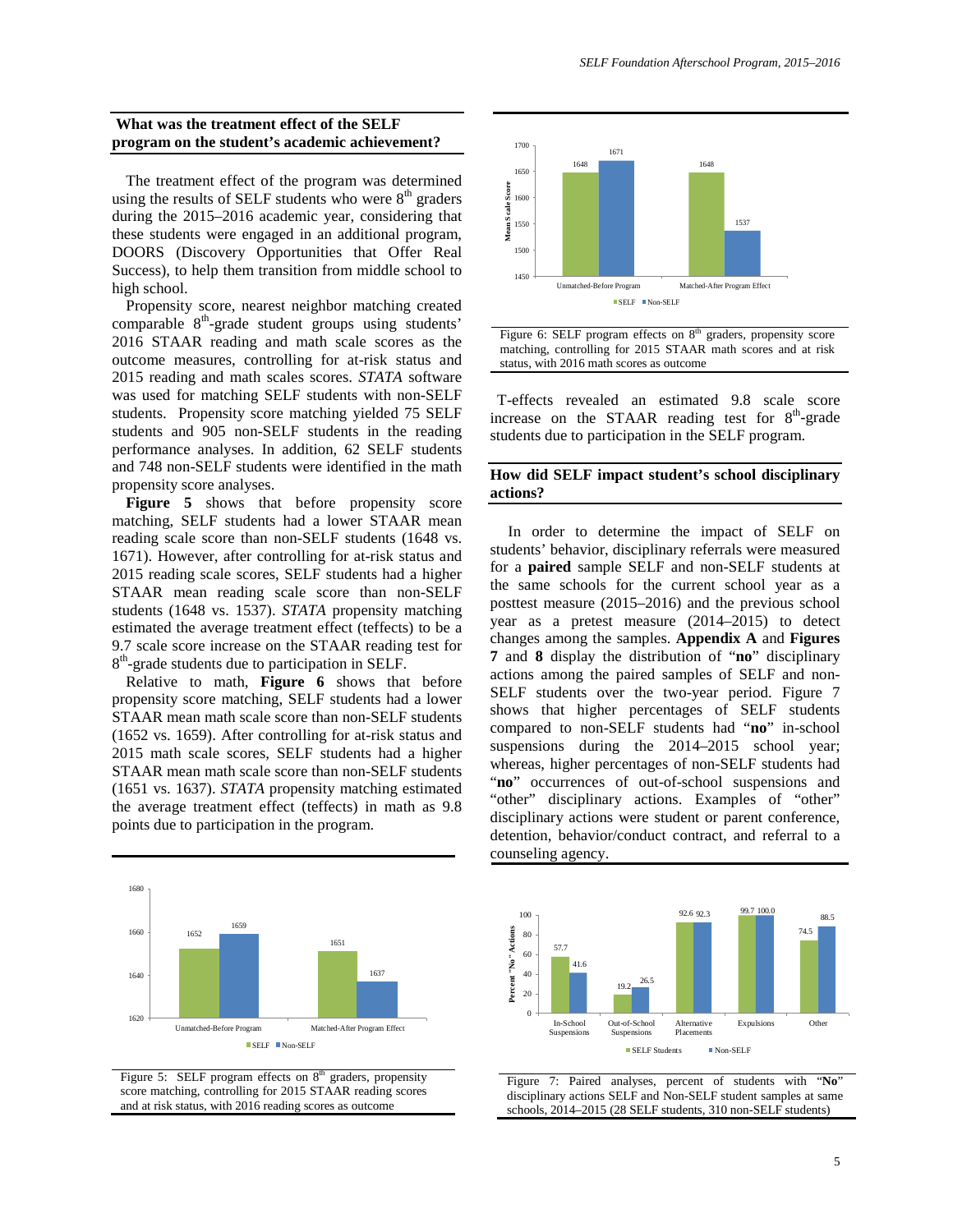## What was the treatment effect of the SELF program on the student's academic achievement?

The treatment effect of the program was determined using the results of SELF students who were 8th graders during the 2015–2016 academic year, considering that these students were engaged in an additional program, DOORS (Discovery Opportunities that Offer Real Success), to help them transition from middle school to high school.

Propensity score, nearest neighbor matching created comparable 8th-grade student groups using students' 2016 STAAR reading and math scale scores as the outcome measures, controlling for at-risk status and 2015 reading and math scales scores. *STATA* software was used for matching SELF students with non-SELF students. Propensity score matching yielded 75 SELF students and 905 non-SELF students in the reading performance analyses. In addition, 62 SELF students and 748 non-SELF students were identified in the math propensity score analyses.

**Figure 5** shows that before propensity score matching, SELF students had a lower STAAR mean reading scale score than non-SELF students (1648 vs. 1671). However, after controlling for at-risk status and 2015 reading scale scores, SELF students had a higher STAAR mean reading scale score than non-SELF students (1648 vs. 1537). *STATA* propensity matching estimated the average treatment effect (teffects) to be a 9.7 scale score increase on the STAAR reading test for 8th-grade students due to participation in SELF.

Relative to math, **Figure 6** shows that before propensity score matching, SELF students had a lower STAAR mean math scale score than non-SELF students (1652 vs. 1659). After controlling for at-risk status and 2015 math scale scores, SELF students had a higher STAAR mean math scale score than non-SELF students (1651 vs. 1637). *STATA* propensity matching estimated the average treatment effect (teffects) in math as 9.8 points due to participation in the program.

Figure 5: SELF program effects on 8th graders, propensity score matching, controlling for 2015 STAAR reading scores and at risk status, with 2016 reading scores as outcome

Figure 6: SELF program effects on 8th graders, propensity score matching, controlling for 2015 STAAR math scores and at risk status, with 2016 math scores as outcome

T-effects revealed an estimated 9.8 scale score increase on the STAAR reading test for 8th-grade students due to participation in the SELF program.

## How did SELF impact student's school disciplinary actions?

In order to determine the impact of SELF on students' behavior, disciplinary referrals were measured for a **paired** sample SELF and non-SELF students at the same schools for the current school year as a posttest measure (2015–2016) and the previous school year as a pretest measure (2014–2015) to detect changes among the samples. **Appendix A** and **Figures 7** and **8** display the distribution of "**no**" disciplinary actions among the paired samples of SELF and non-SELF students over the two-year period. Figure 7 shows that higher percentages of SELF students compared to non-SELF students had "**no**" in-school suspensions during the 2014–2015 school year; whereas, higher percentages of non-SELF students had "**no**" occurrences of out-of-school suspensions and "other" disciplinary actions. Examples of "other" disciplinary actions were student or parent conference, detention, behavior/conduct contract, and referral to a counseling agency.

Figure 7: Paired analyses, percent of students with "**No**" disciplinary actions SELF and Non-SELF student samples at same schools, 2014–2015 (28 SELF students, 310 non-SELF students)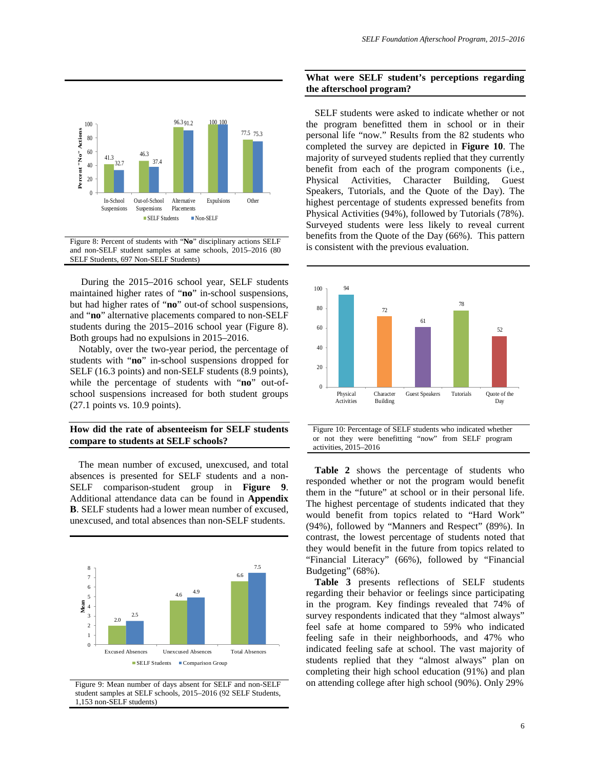Figure 8: Percent of students with "**No**" disciplinary actions SELF and non-SELF student samples at same schools, 2015–2016 (80 SELF Students, 697 Non-SELF Students)

During the 2015–2016 school year, SELF students maintained higher rates of "**no**" in-school suspensions, but had higher rates of "**no**" out-of school suspensions, and "**no**" alternative placements compared to non-SELF students during the 2015–2016 school year (Figure 8). Both groups had no expulsions in 2015–2016.

Notably, over the two-year period, the percentage of students with "**no**" in-school suspensions dropped for SELF (16.3 points) and non-SELF students (8.9 points), while the percentage of students with "**no**" out-of-school suspensions increased for both student groups (27.1 points vs. 10.9 points).

## How did the rate of absenteeism for SELF students compare to students at SELF schools?

The mean number of excused, unexcused, and total absences is presented for SELF students and a non-SELF comparison-student group in **Figure 9**. Additional attendance data can be found in **Appendix B**. SELF students had a lower mean number of excused, unexcused, and total absences than non-SELF students.

Figure 9: Mean number of days absent for SELF and non-SELF student samples at SELF schools, 2015–2016 (92 SELF Students, 1,153 non-SELF students)

## What were SELF student's perceptions regarding the afterschool program?

SELF students were asked to indicate whether or not the program benefitted them in school or in their personal life "now." Results from the 82 students who completed the survey are depicted in **Figure 10**. The majority of surveyed students replied that they currently benefit from each of the program components (i.e., Physical Activities, Character Building, Guest Speakers, Tutorials, and the Quote of the Day). The highest percentage of students expressed benefits from Physical Activities (94%), followed by Tutorials (78%). Surveyed students were less likely to reveal current benefits from the Quote of the Day (66%). This pattern is consistent with the previous evaluation.

Figure 10: Percentage of SELF students who indicated whether or not they were benefitting "now" from SELF program activities, 2015–2016

**Table 2** shows the percentage of students who responded whether or not the program would benefit them in the "future" at school or in their personal life. The highest percentage of students indicated that they would benefit from topics related to "Hard Work" (94%), followed by "Manners and Respect" (89%). In contrast, the lowest percentage of students noted that they would benefit in the future from topics related to "Financial Literacy" (66%), followed by "Financial Budgeting" (68%).

**Table 3** presents reflections of SELF students regarding their behavior or feelings since participating in the program. Key findings revealed that 74% of survey respondents indicated that they "almost always" feel safe at home compared to 59% who indicated feeling safe in their neighborhoods, and 47% who indicated feeling safe at school. The vast majority of students replied that they "almost always" plan on completing their high school education (91%) and plan on attending college after high school (90%). Only 29%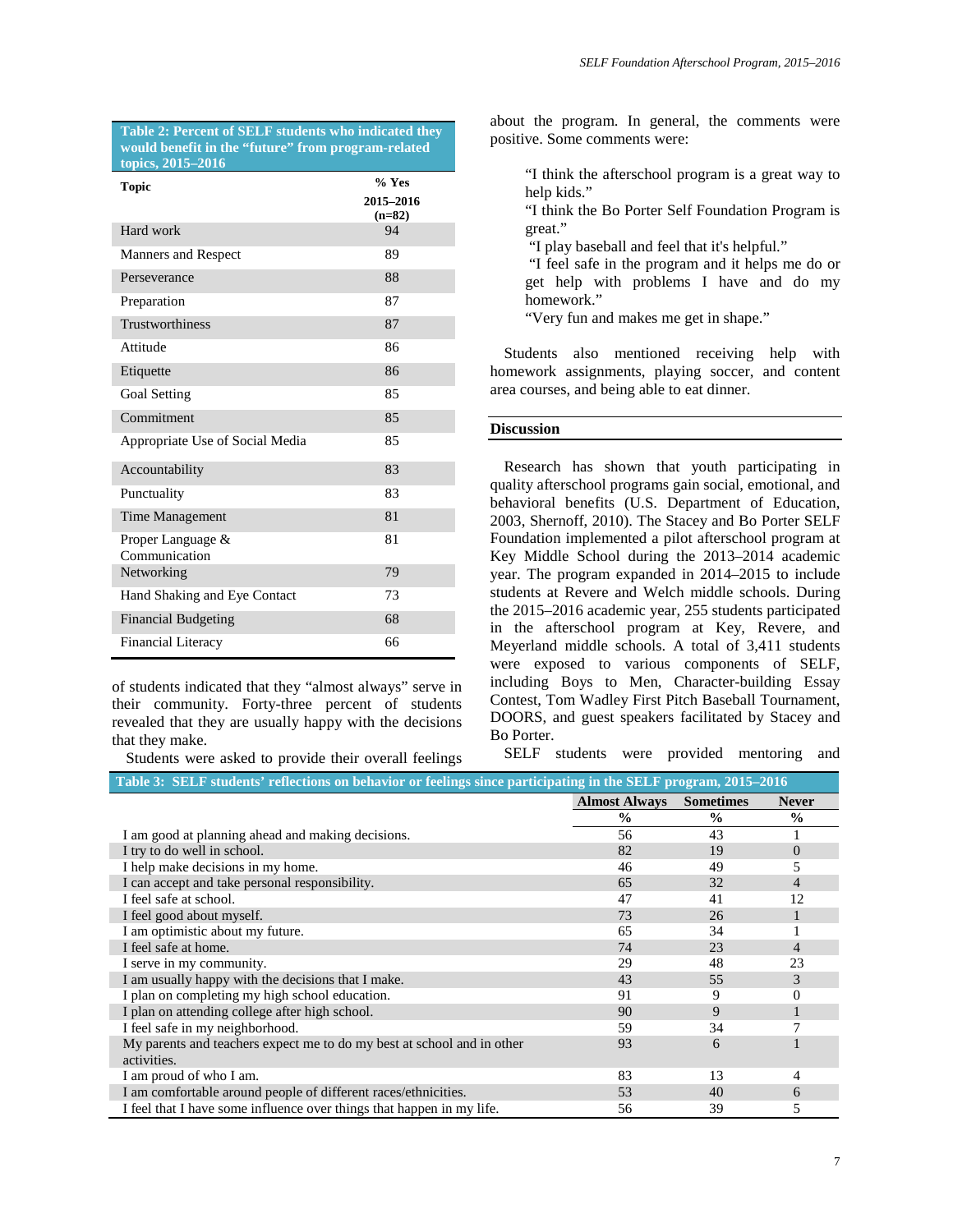**Table 2: Percent of SELF students who indicated they would benefit in the "future" from program-related topics, 2015–2016**

| Topic | % Yes 2015–2016 (n=82) |
|---|---|
| Hard work | 94 |
| Manners and Respect | 89 |
| Perseverance | 88 |
| Preparation | 87 |
| Trustworthiness | 87 |
| Attitude | 86 |
| Etiquette | 86 |
| Goal Setting | 85 |
| Commitment | 85 |
| Appropriate Use of Social Media | 85 |
| Accountability | 83 |
| Punctuality | 83 |
| Time Management | 81 |
| Proper Language & Communication | 81 |
| Networking | 79 |
| Hand Shaking and Eye Contact | 73 |
| Financial Budgeting | 68 |
| Financial Literacy | 66 |

of students indicated that they "almost always" serve in their community. Forty-three percent of students revealed that they are usually happy with the decisions that they make.

Students were asked to provide their overall feelings about the program. In general, the comments were positive. Some comments were:

> "I think the afterschool program is a great way to help kids."
> "I think the Bo Porter Self Foundation Program is great."
> "I play baseball and feel that it's helpful."
> "I feel safe in the program and it helps me do or get help with problems I have and do my homework."
> "Very fun and makes me get in shape."

Students also mentioned receiving help with homework assignments, playing soccer, and content area courses, and being able to eat dinner.

## Discussion

Research has shown that youth participating in quality afterschool programs gain social, emotional, and behavioral benefits (U.S. Department of Education, 2003, Shernoff, 2010). The Stacey and Bo Porter SELF Foundation implemented a pilot afterschool program at Key Middle School during the 2013–2014 academic year. The program expanded in 2014–2015 to include students at Revere and Welch middle schools. During the 2015–2016 academic year, 255 students participated in the afterschool program at Key, Revere, and Meyerland middle schools. A total of 3,411 students were exposed to various components of SELF, including Boys to Men, Character-building Essay Contest, Tom Wadley First Pitch Baseball Tournament, DOORS, and guest speakers facilitated by Stacey and Bo Porter.

SELF students were provided mentoring and

**Table 3: SELF students' reflections on behavior or feelings since participating in the SELF program, 2015–2016**

| | Almost Always % | Sometimes % | Never % |
|---|---|---|---|
| I am good at planning ahead and making decisions. | 56 | 43 | 1 |
| I try to do well in school. | 82 | 19 | 0 |
| I help make decisions in my home. | 46 | 49 | 5 |
| I can accept and take personal responsibility. | 65 | 32 | 4 |
| I feel safe at school. | 47 | 41 | 12 |
| I feel good about myself. | 73 | 26 | 1 |
| I am optimistic about my future. | 65 | 34 | 1 |
| I feel safe at home. | 74 | 23 | 4 |
| I serve in my community. | 29 | 48 | 23 |
| I am usually happy with the decisions that I make. | 43 | 55 | 3 |
| I plan on completing my high school education. | 91 | 9 | 0 |
| I plan on attending college after high school. | 90 | 9 | 1 |
| I feel safe in my neighborhood. | 59 | 34 | 7 |
| My parents and teachers expect me to do my best at school and in other activities. | 93 | 6 | 1 |
| I am proud of who I am. | 83 | 13 | 4 |
| I am comfortable around people of different races/ethnicities. | 53 | 40 | 6 |
| I feel that I have some influence over things that happen in my life. | 56 | 39 | 5 |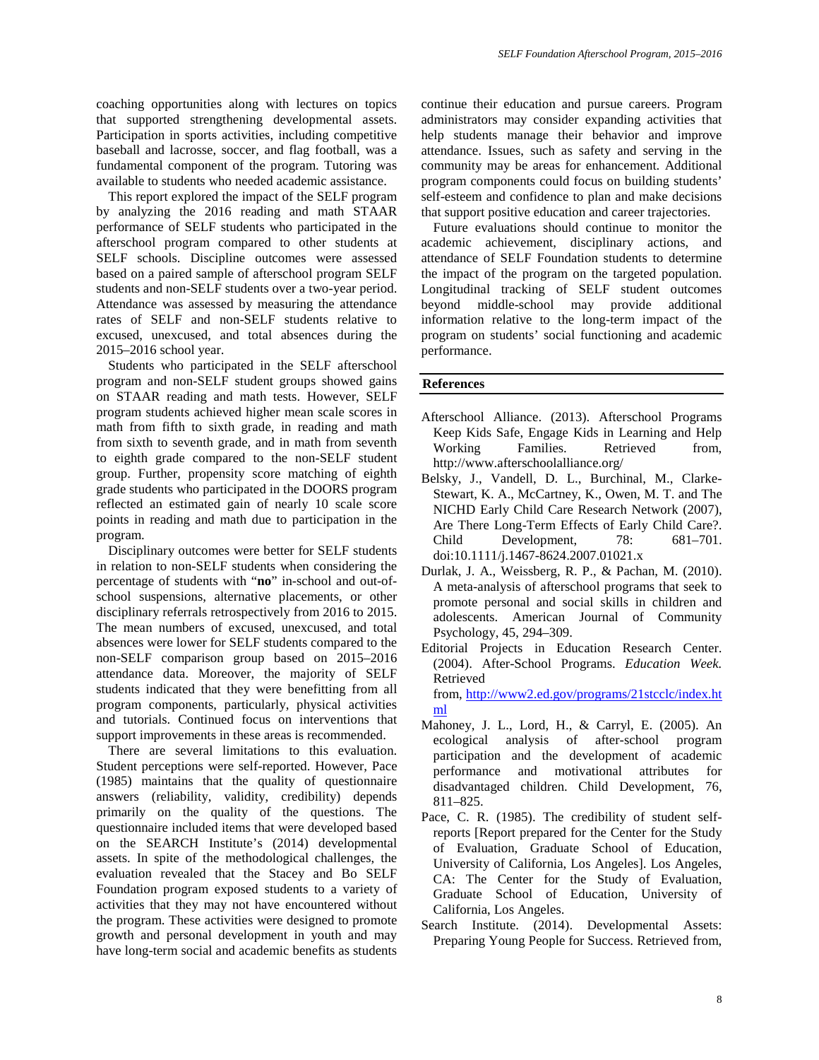coaching opportunities along with lectures on topics that supported strengthening developmental assets. Participation in sports activities, including competitive baseball and lacrosse, soccer, and flag football, was a fundamental component of the program. Tutoring was available to students who needed academic assistance.

This report explored the impact of the SELF program by analyzing the 2016 reading and math STAAR performance of SELF students who participated in the afterschool program compared to other students at SELF schools. Discipline outcomes were assessed based on a paired sample of afterschool program SELF students and non-SELF students over a two-year period. Attendance was assessed by measuring the attendance rates of SELF and non-SELF students relative to excused, unexcused, and total absences during the 2015–2016 school year.

Students who participated in the SELF afterschool program and non-SELF student groups showed gains on STAAR reading and math tests. However, SELF program students achieved higher mean scale scores in math from fifth to sixth grade, in reading and math from sixth to seventh grade, and in math from seventh to eighth grade compared to the non-SELF student group. Further, propensity score matching of eighth grade students who participated in the DOORS program reflected an estimated gain of nearly 10 scale score points in reading and math due to participation in the program.

Disciplinary outcomes were better for SELF students in relation to non-SELF students when considering the percentage of students with "**no**" in-school and out-of-school suspensions, alternative placements, or other disciplinary referrals retrospectively from 2016 to 2015. The mean numbers of excused, unexcused, and total absences were lower for SELF students compared to the non-SELF comparison group based on 2015–2016 attendance data. Moreover, the majority of SELF students indicated that they were benefitting from all program components, particularly, physical activities and tutorials. Continued focus on interventions that support improvements in these areas is recommended.

There are several limitations to this evaluation. Student perceptions were self-reported. However, Pace (1985) maintains that the quality of questionnaire answers (reliability, validity, credibility) depends primarily on the quality of the questions. The questionnaire included items that were developed based on the SEARCH Institute's (2014) developmental assets. In spite of the methodological challenges, the evaluation revealed that the Stacey and Bo SELF Foundation program exposed students to a variety of activities that they may not have encountered without the program. These activities were designed to promote growth and personal development in youth and may have long-term social and academic benefits as students continue their education and pursue careers. Program administrators may consider expanding activities that help students manage their behavior and improve attendance. Issues, such as safety and serving in the community may be areas for enhancement. Additional program components could focus on building students' self-esteem and confidence to plan and make decisions that support positive education and career trajectories.

Future evaluations should continue to monitor the academic achievement, disciplinary actions, and attendance of SELF Foundation students to determine the impact of the program on the targeted population. Longitudinal tracking of SELF student outcomes beyond middle-school may provide additional information relative to the long-term impact of the program on students' social functioning and academic performance.

## References

Afterschool Alliance. (2013). Afterschool Programs Keep Kids Safe, Engage Kids in Learning and Help Working Families. Retrieved from, http://www.afterschoolalliance.org/

Belsky, J., Vandell, D. L., Burchinal, M., Clarke-Stewart, K. A., McCartney, K., Owen, M. T. and The NICHD Early Child Care Research Network (2007), Are There Long-Term Effects of Early Child Care?. Child Development, 78: 681–701. doi:10.1111/j.1467-8624.2007.01021.x

Durlak, J. A., Weissberg, R. P., & Pachan, M. (2010). A meta-analysis of afterschool programs that seek to promote personal and social skills in children and adolescents. American Journal of Community Psychology, 45, 294–309.

Editorial Projects in Education Research Center. (2004). After-School Programs. *Education Week.* Retrieved from, http://www2.ed.gov/programs/21stcclc/index.html

Mahoney, J. L., Lord, H., & Carryl, E. (2005). An ecological analysis of after-school program participation and the development of academic performance and motivational attributes for disadvantaged children. Child Development, 76, 811–825.

Pace, C. R. (1985). The credibility of student self-reports [Report prepared for the Center for the Study of Evaluation, Graduate School of Education, University of California, Los Angeles]. Los Angeles, CA: The Center for the Study of Evaluation, Graduate School of Education, University of California, Los Angeles.

Search Institute. (2014). Developmental Assets: Preparing Young People for Success. Retrieved from,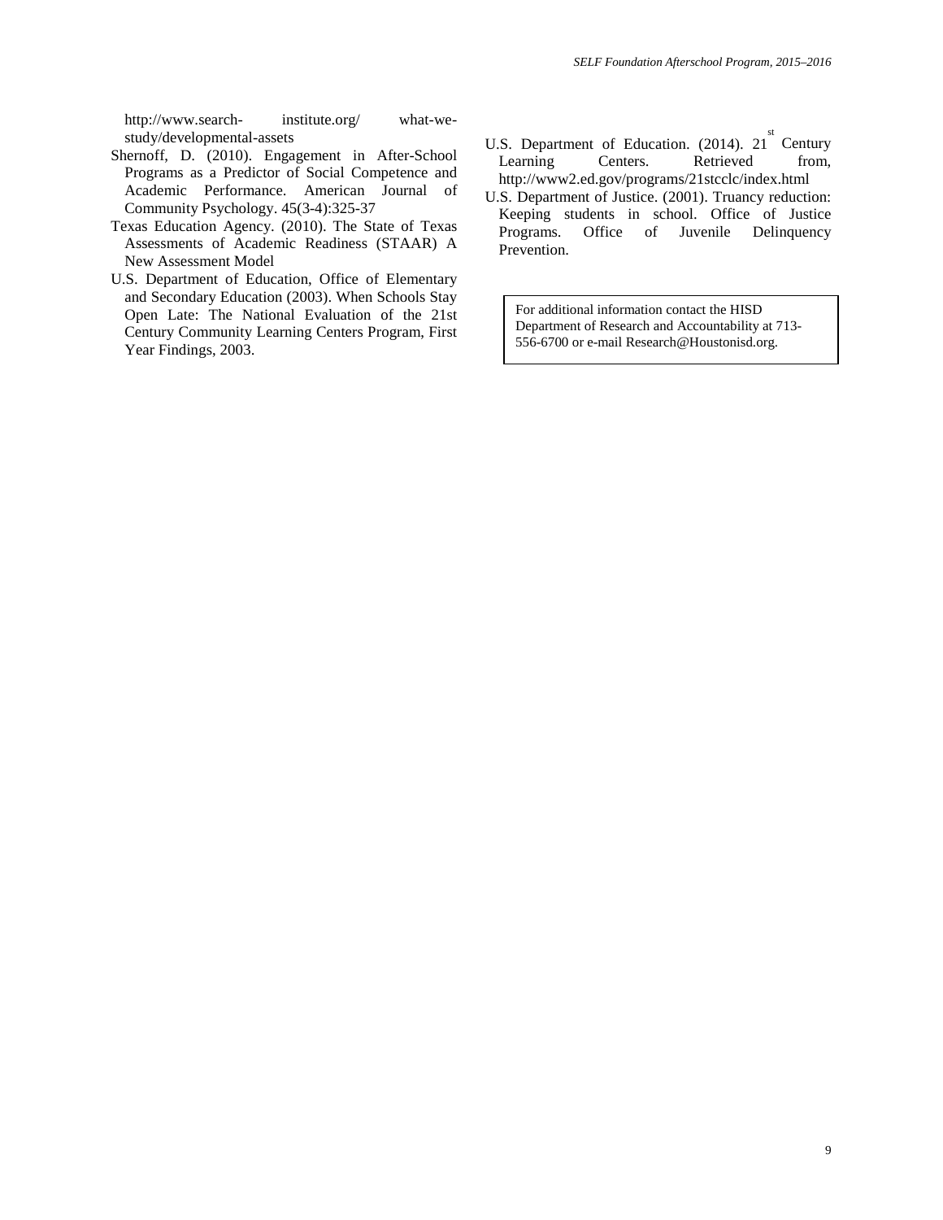http://www.search-institute.org/ what-we-study/developmental-assets

Shernoff, D. (2010). Engagement in After-School Programs as a Predictor of Social Competence and Academic Performance. American Journal of Community Psychology. 45(3-4):325-37

Texas Education Agency. (2010). The State of Texas Assessments of Academic Readiness (STAAR) A New Assessment Model

U.S. Department of Education, Office of Elementary and Secondary Education (2003). When Schools Stay Open Late: The National Evaluation of the 21st Century Community Learning Centers Program, First Year Findings, 2003.

U.S. Department of Education. (2014). 21st Century Learning Centers. Retrieved from, http://www2.ed.gov/programs/21stcclc/index.html

U.S. Department of Justice. (2001). Truancy reduction: Keeping students in school. Office of Justice Programs. Office of Juvenile Delinquency Prevention.

For additional information contact the HISD Department of Research and Accountability at 713-556-6700 or e-mail Research@Houstonisd.org.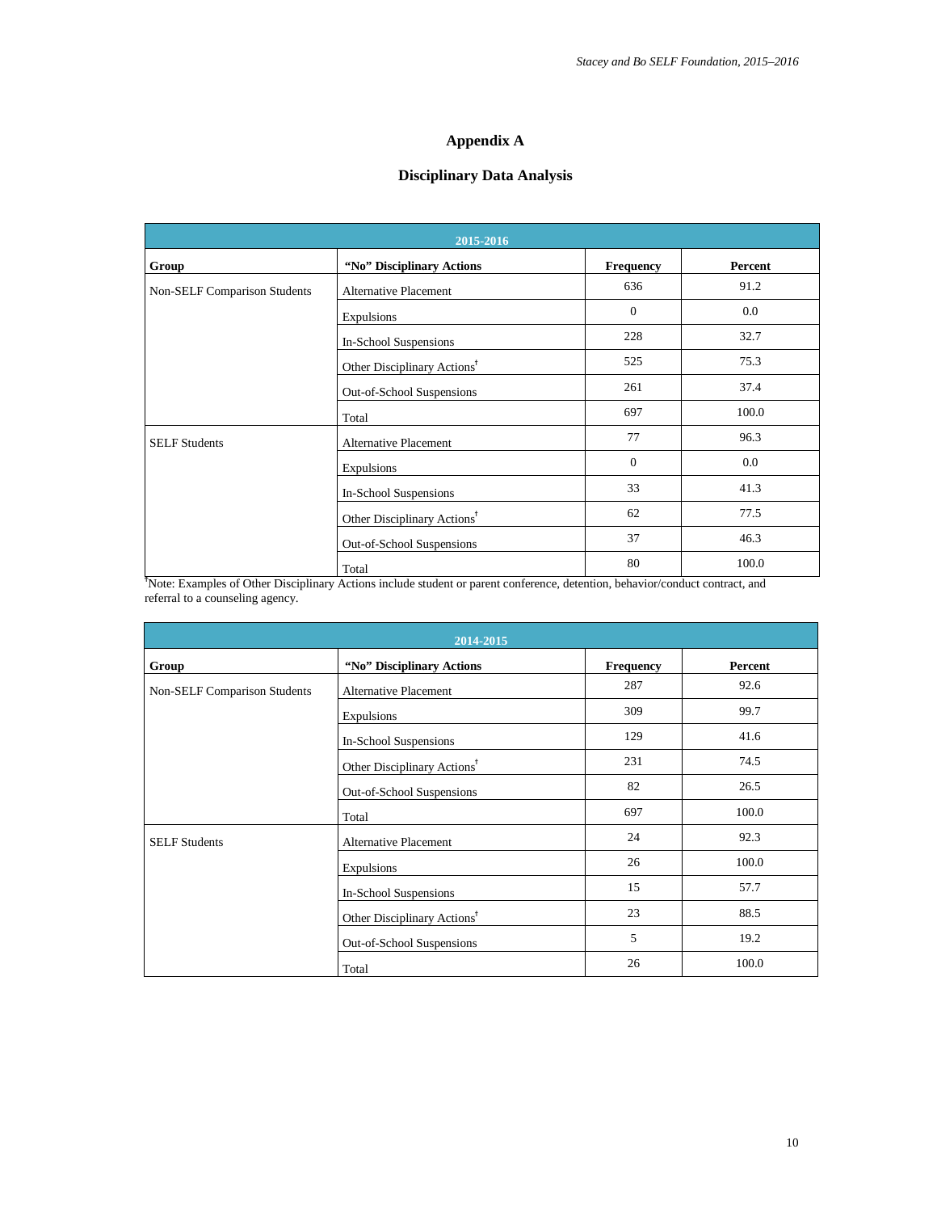# Appendix A

## Disciplinary Data Analysis

| 2015-2016 | | | |
|---|---|---|---|
| **Group** | **"No" Disciplinary Actions** | **Frequency** | **Percent** |
| Non-SELF Comparison Students | Alternative Placement | 636 | 91.2 |
| | Expulsions | 0 | 0.0 |
| | In-School Suspensions | 228 | 32.7 |
| | Other Disciplinary Actions† | 525 | 75.3 |
| | Out-of-School Suspensions | 261 | 37.4 |
| | Total | 697 | 100.0 |
| SELF Students | Alternative Placement | 77 | 96.3 |
| | Expulsions | 0 | 0.0 |
| | In-School Suspensions | 33 | 41.3 |
| | Other Disciplinary Actions† | 62 | 77.5 |
| | Out-of-School Suspensions | 37 | 46.3 |
| | Total | 80 | 100.0 |

†Note: Examples of Other Disciplinary Actions include student or parent conference, detention, behavior/conduct contract, and referral to a counseling agency.

| 2014-2015 | | | |
|---|---|---|---|
| **Group** | **"No" Disciplinary Actions** | **Frequency** | **Percent** |
| Non-SELF Comparison Students | Alternative Placement | 287 | 92.6 |
| | Expulsions | 309 | 99.7 |
| | In-School Suspensions | 129 | 41.6 |
| | Other Disciplinary Actions† | 231 | 74.5 |
| | Out-of-School Suspensions | 82 | 26.5 |
| | Total | 697 | 100.0 |
| SELF Students | Alternative Placement | 24 | 92.3 |
| | Expulsions | 26 | 100.0 |
| | In-School Suspensions | 15 | 57.7 |
| | Other Disciplinary Actions† | 23 | 88.5 |
| | Out-of-School Suspensions | 5 | 19.2 |
| | Total | 26 | 100.0 |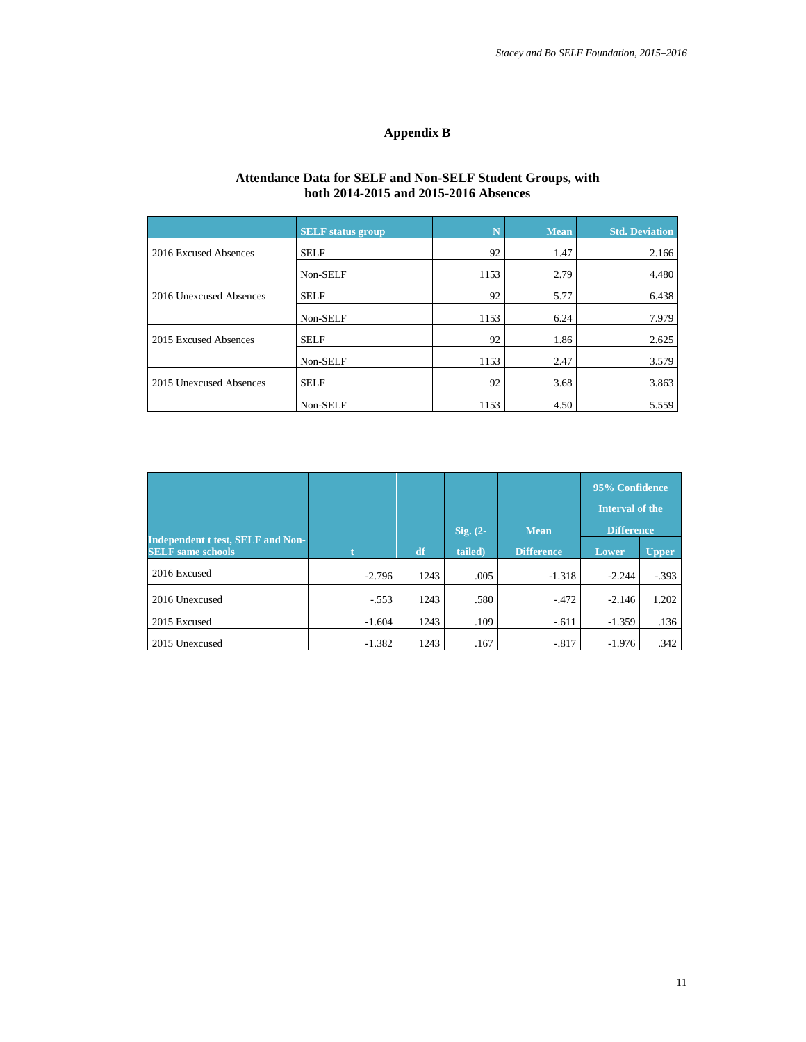# Appendix B

**Attendance Data for SELF and Non-SELF Student Groups, with both 2014-2015 and 2015-2016 Absences**

| | SELF status group | N | Mean | Std. Deviation |
|---|---|---|---|---|
| 2016 Excused Absences | SELF | 92 | 1.47 | 2.166 |
| | Non-SELF | 1153 | 2.79 | 4.480 |
| 2016 Unexcused Absences | SELF | 92 | 5.77 | 6.438 |
| | Non-SELF | 1153 | 6.24 | 7.979 |
| 2015 Excused Absences | SELF | 92 | 1.86 | 2.625 |
| | Non-SELF | 1153 | 2.47 | 3.579 |
| 2015 Unexcused Absences | SELF | 92 | 3.68 | 3.863 |
| | Non-SELF | 1153 | 4.50 | 5.559 |

| Independent t test, SELF and Non-SELF same schools | t | df | Sig. (2-tailed) | Mean Difference | 95% Confidence Interval of the Difference | |
|---|---|---|---|---|---|---|
| | | | | | Lower | Upper |
| 2016 Excused | -2.796 | 1243 | .005 | -1.318 | -2.244 | -.393 |
| 2016 Unexcused | -.553 | 1243 | .580 | -.472 | -2.146 | 1.202 |
| 2015 Excused | -1.604 | 1243 | .109 | -.611 | -1.359 | .136 |
| 2015 Unexcused | -1.382 | 1243 | .167 | -.817 | -1.976 | .342 |